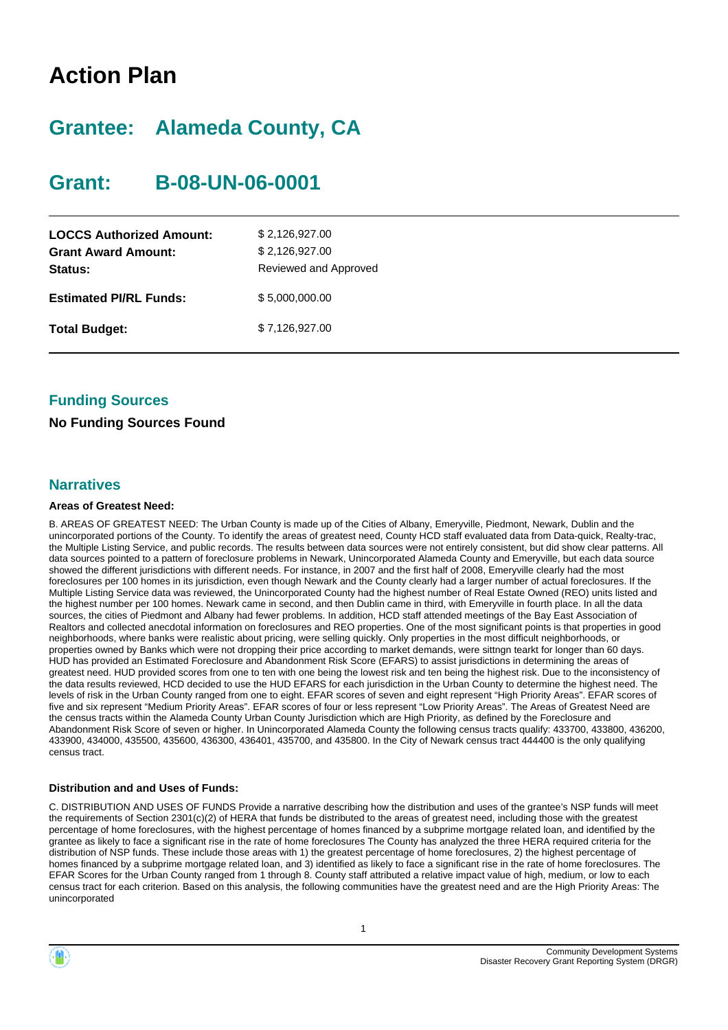# Action Plan

## Grantee: Alameda County, CA

## Grant: B-08-UN-06-0001

| | |
|---|---|
| **LOCCS Authorized Amount:** | $ 2,126,927.00 |
| **Grant Award Amount:** | $ 2,126,927.00 |
| **Status:** | Reviewed and Approved |
| **Estimated PI/RL Funds:** | $ 5,000,000.00 |
| **Total Budget:** | $ 7,126,927.00 |

### Funding Sources

**No Funding Sources Found**

### Narratives

#### Areas of Greatest Need:

B. AREAS OF GREATEST NEED: The Urban County is made up of the Cities of Albany, Emeryville, Piedmont, Newark, Dublin and the unincorporated portions of the County. To identify the areas of greatest need, County HCD staff evaluated data from Data-quick, Realty-trac, the Multiple Listing Service, and public records. The results between data sources were not entirely consistent, but did show clear patterns. All data sources pointed to a pattern of foreclosure problems in Newark, Unincorporated Alameda County and Emeryville, but each data source showed the different jurisdictions with different needs. For instance, in 2007 and the first half of 2008, Emeryville clearly had the most foreclosures per 100 homes in its jurisdiction, even though Newark and the County clearly had a larger number of actual foreclosures. If the Multiple Listing Service data was reviewed, the Unincorporated County had the highest number of Real Estate Owned (REO) units listed and the highest number per 100 homes. Newark came in second, and then Dublin came in third, with Emeryville in fourth place. In all the data sources, the cities of Piedmont and Albany had fewer problems. In addition, HCD staff attended meetings of the Bay East Association of Realtors and collected anecdotal information on foreclosures and REO properties. One of the most significant points is that properties in good neighborhoods, where banks were realistic about pricing, were selling quickly. Only properties in the most difficult neighborhoods, or properties owned by Banks which were not dropping their price according to market demands, were sittngn tearkt for longer than 60 days. HUD has provided an Estimated Foreclosure and Abandonment Risk Score (EFARS) to assist jurisdictions in determining the areas of greatest need. HUD provided scores from one to ten with one being the lowest risk and ten being the highest risk. Due to the inconsistency of the data results reviewed, HCD decided to use the HUD EFARS for each jurisdiction in the Urban County to determine the highest need. The levels of risk in the Urban County ranged from one to eight. EFAR scores of seven and eight represent "High Priority Areas". EFAR scores of five and six represent "Medium Priority Areas". EFAR scores of four or less represent "Low Priority Areas". The Areas of Greatest Need are the census tracts within the Alameda County Urban County Jurisdiction which are High Priority, as defined by the Foreclosure and Abandonment Risk Score of seven or higher. In Unincorporated Alameda County the following census tracts qualify: 433700, 433800, 436200, 433900, 434000, 435500, 435600, 436300, 436401, 435700, and 435800. In the City of Newark census tract 444400 is the only qualifying census tract.

#### Distribution and and Uses of Funds:

C. DISTRIBUTION AND USES OF FUNDS Provide a narrative describing how the distribution and uses of the grantee's NSP funds will meet the requirements of Section 2301(c)(2) of HERA that funds be distributed to the areas of greatest need, including those with the greatest percentage of home foreclosures, with the highest percentage of homes financed by a subprime mortgage related loan, and identified by the grantee as likely to face a significant rise in the rate of home foreclosures The County has analyzed the three HERA required criteria for the distribution of NSP funds. These include those areas with 1) the greatest percentage of home foreclosures, 2) the highest percentage of homes financed by a subprime mortgage related loan, and 3) identified as likely to face a significant rise in the rate of home foreclosures. The EFAR Scores for the Urban County ranged from 1 through 8. County staff attributed a relative impact value of high, medium, or low to each census tract for each criterion. Based on this analysis, the following communities have the greatest need and are the High Priority Areas: The unincorporated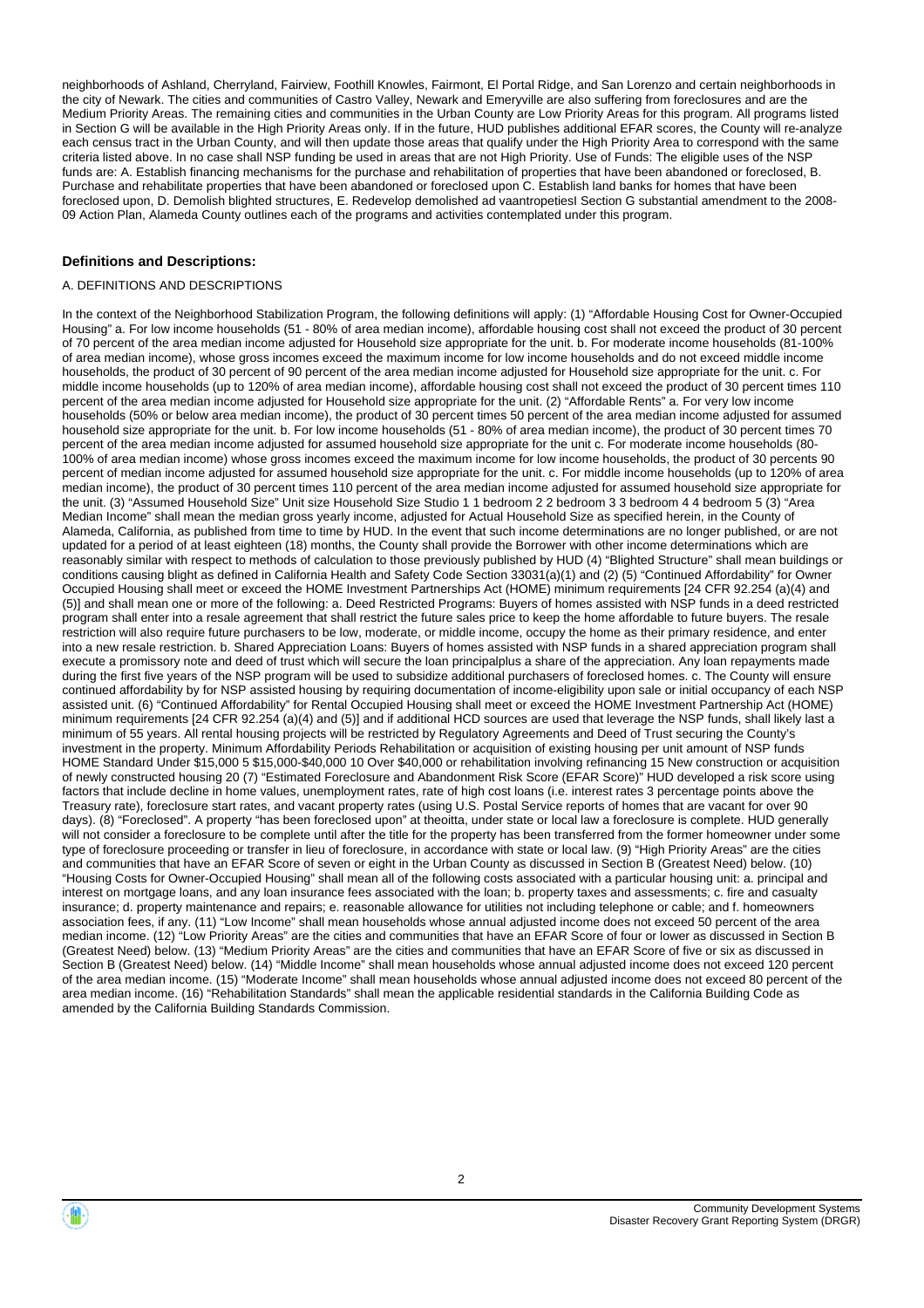neighborhoods of Ashland, Cherryland, Fairview, Foothill Knowles, Fairmont, El Portal Ridge, and San Lorenzo and certain neighborhoods in the city of Newark. The cities and communities of Castro Valley, Newark and Emeryville are also suffering from foreclosures and are the Medium Priority Areas. The remaining cities and communities in the Urban County are Low Priority Areas for this program. All programs listed in Section G will be available in the High Priority Areas only. If in the future, HUD publishes additional EFAR scores, the County will re-analyze each census tract in the Urban County, and will then update those areas that qualify under the High Priority Area to correspond with the same criteria listed above. In no case shall NSP funding be used in areas that are not High Priority. Use of Funds: The eligible uses of the NSP funds are: A. Establish financing mechanisms for the purchase and rehabilitation of properties that have been abandoned or foreclosed, B. Purchase and rehabilitate properties that have been abandoned or foreclosed upon C. Establish land banks for homes that have been foreclosed upon, D. Demolish blighted structures, E. Redevelop demolished ad vaantropetiesI Section G substantial amendment to the 2008-09 Action Plan, Alameda County outlines each of the programs and activities contemplated under this program.

**Definitions and Descriptions:**

A. DEFINITIONS AND DESCRIPTIONS

In the context of the Neighborhood Stabilization Program, the following definitions will apply: (1) "Affordable Housing Cost for Owner-Occupied Housing" a. For low income households (51 - 80% of area median income), affordable housing cost shall not exceed the product of 30 percent of 70 percent of the area median income adjusted for Household size appropriate for the unit. b. For moderate income households (81-100% of area median income), whose gross incomes exceed the maximum income for low income households and do not exceed middle income households, the product of 30 percent of 90 percent of the area median income adjusted for Household size appropriate for the unit. c. For middle income households (up to 120% of area median income), affordable housing cost shall not exceed the product of 30 percent times 110 percent of the area median income adjusted for Household size appropriate for the unit. (2) "Affordable Rents" a. For very low income households (50% or below area median income), the product of 30 percent times 50 percent of the area median income adjusted for assumed household size appropriate for the unit. b. For low income households (51 - 80% of area median income), the product of 30 percent times 70 percent of the area median income adjusted for assumed household size appropriate for the unit c. For moderate income households (80-100% of area median income) whose gross incomes exceed the maximum income for low income households, the product of 30 percents 90 percent of median income adjusted for assumed household size appropriate for the unit. c. For middle income households (up to 120% of area median income), the product of 30 percent times 110 percent of the area median income adjusted for assumed household size appropriate for the unit. (3) "Assumed Household Size" Unit size Household Size Studio 1 1 bedroom 2 2 bedroom 3 3 bedroom 4 4 bedroom 5 (3) "Area Median Income" shall mean the median gross yearly income, adjusted for Actual Household Size as specified herein, in the County of Alameda, California, as published from time to time by HUD. In the event that such income determinations are no longer published, or are not updated for a period of at least eighteen (18) months, the County shall provide the Borrower with other income determinations which are reasonably similar with respect to methods of calculation to those previously published by HUD (4) "Blighted Structure" shall mean buildings or conditions causing blight as defined in California Health and Safety Code Section 33031(a)(1) and (2) (5) "Continued Affordability" for Owner Occupied Housing shall meet or exceed the HOME Investment Partnerships Act (HOME) minimum requirements [24 CFR 92.254 (a)(4) and (5)] and shall mean one or more of the following: a. Deed Restricted Programs: Buyers of homes assisted with NSP funds in a deed restricted program shall enter into a resale agreement that shall restrict the future sales price to keep the home affordable to future buyers. The resale restriction will also require future purchasers to be low, moderate, or middle income, occupy the home as their primary residence, and enter into a new resale restriction. b. Shared Appreciation Loans: Buyers of homes assisted with NSP funds in a shared appreciation program shall execute a promissory note and deed of trust which will secure the loan principalplus a share of the appreciation. Any loan repayments made during the first five years of the NSP program will be used to subsidize additional purchasers of foreclosed homes. c. The County will ensure continued affordability by for NSP assisted housing by requiring documentation of income-eligibility upon sale or initial occupancy of each NSP assisted unit. (6) "Continued Affordability" for Rental Occupied Housing shall meet or exceed the HOME Investment Partnership Act (HOME) minimum requirements [24 CFR 92.254 (a)(4) and (5)] and if additional HCD sources are used that leverage the NSP funds, shall likely last a minimum of 55 years. All rental housing projects will be restricted by Regulatory Agreements and Deed of Trust securing the County's investment in the property. Minimum Affordability Periods Rehabilitation or acquisition of existing housing per unit amount of NSP funds HOME Standard Under $15,000 5 $15,000-$40,000 10 Over $40,000 or rehabilitation involving refinancing 15 New construction or acquisition of newly constructed housing 20 (7) "Estimated Foreclosure and Abandonment Risk Score (EFAR Score)" HUD developed a risk score using factors that include decline in home values, unemployment rates, rate of high cost loans (i.e. interest rates 3 percentage points above the Treasury rate), foreclosure start rates, and vacant property rates (using U.S. Postal Service reports of homes that are vacant for over 90 days). (8) "Foreclosed". A property "has been foreclosed upon" at theoitta, under state or local law a foreclosure is complete. HUD generally will not consider a foreclosure to be complete until after the title for the property has been transferred from the former homeowner under some type of foreclosure proceeding or transfer in lieu of foreclosure, in accordance with state or local law. (9) "High Priority Areas" are the cities and communities that have an EFAR Score of seven or eight in the Urban County as discussed in Section B (Greatest Need) below. (10) "Housing Costs for Owner-Occupied Housing" shall mean all of the following costs associated with a particular housing unit: a. principal and interest on mortgage loans, and any loan insurance fees associated with the loan; b. property taxes and assessments; c. fire and casualty insurance; d. property maintenance and repairs; e. reasonable allowance for utilities not including telephone or cable; and f. homeowners association fees, if any. (11) "Low Income" shall mean households whose annual adjusted income does not exceed 50 percent of the area median income. (12) "Low Priority Areas" are the cities and communities that have an EFAR Score of four or lower as discussed in Section B (Greatest Need) below. (13) "Medium Priority Areas" are the cities and communities that have an EFAR Score of five or six as discussed in Section B (Greatest Need) below. (14) "Middle Income" shall mean households whose annual adjusted income does not exceed 120 percent of the area median income. (15) "Moderate Income" shall mean households whose annual adjusted income does not exceed 80 percent of the area median income. (16) "Rehabilitation Standards" shall mean the applicable residential standards in the California Building Code as amended by the California Building Standards Commission.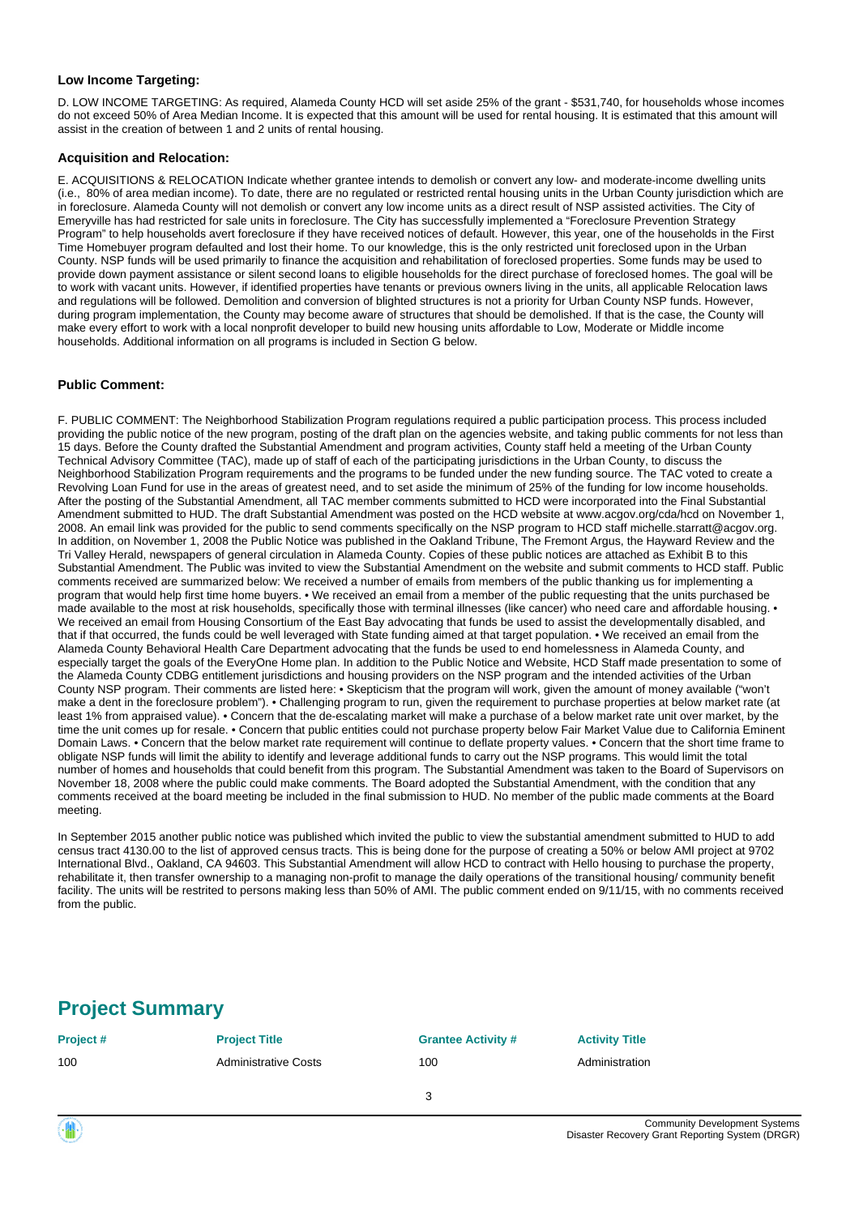### Low Income Targeting:

D. LOW INCOME TARGETING: As required, Alameda County HCD will set aside 25% of the grant - $531,740, for households whose incomes do not exceed 50% of Area Median Income. It is expected that this amount will be used for rental housing. It is estimated that this amount will assist in the creation of between 1 and 2 units of rental housing.

### Acquisition and Relocation:

E. ACQUISITIONS & RELOCATION Indicate whether grantee intends to demolish or convert any low- and moderate-income dwelling units (i.e., 80% of area median income). To date, there are no regulated or restricted rental housing units in the Urban County jurisdiction which are in foreclosure. Alameda County will not demolish or convert any low income units as a direct result of NSP assisted activities. The City of Emeryville has had restricted for sale units in foreclosure. The City has successfully implemented a "Foreclosure Prevention Strategy Program" to help households avert foreclosure if they have received notices of default. However, this year, one of the households in the First Time Homebuyer program defaulted and lost their home. To our knowledge, this is the only restricted unit foreclosed upon in the Urban County. NSP funds will be used primarily to finance the acquisition and rehabilitation of foreclosed properties. Some funds may be used to provide down payment assistance or silent second loans to eligible households for the direct purchase of foreclosed homes. The goal will be to work with vacant units. However, if identified properties have tenants or previous owners living in the units, all applicable Relocation laws and regulations will be followed. Demolition and conversion of blighted structures is not a priority for Urban County NSP funds. However, during program implementation, the County may become aware of structures that should be demolished. If that is the case, the County will make every effort to work with a local nonprofit developer to build new housing units affordable to Low, Moderate or Middle income households. Additional information on all programs is included in Section G below.

### Public Comment:

F. PUBLIC COMMENT: The Neighborhood Stabilization Program regulations required a public participation process. This process included providing the public notice of the new program, posting of the draft plan on the agencies website, and taking public comments for not less than 15 days. Before the County drafted the Substantial Amendment and program activities, County staff held a meeting of the Urban County Technical Advisory Committee (TAC), made up of staff of each of the participating jurisdictions in the Urban County, to discuss the Neighborhood Stabilization Program requirements and the programs to be funded under the new funding source. The TAC voted to create a Revolving Loan Fund for use in the areas of greatest need, and to set aside the minimum of 25% of the funding for low income households. After the posting of the Substantial Amendment, all TAC member comments submitted to HCD were incorporated into the Final Substantial Amendment submitted to HUD. The draft Substantial Amendment was posted on the HCD website at www.acgov.org/cda/hcd on November 1, 2008. An email link was provided for the public to send comments specifically on the NSP program to HCD staff michelle.starratt@acgov.org. In addition, on November 1, 2008 the Public Notice was published in the Oakland Tribune, The Fremont Argus, the Hayward Review and the Tri Valley Herald, newspapers of general circulation in Alameda County. Copies of these public notices are attached as Exhibit B to this Substantial Amendment. The Public was invited to view the Substantial Amendment on the website and submit comments to HCD staff. Public comments received are summarized below: We received a number of emails from members of the public thanking us for implementing a program that would help first time home buyers. • We received an email from a member of the public requesting that the units purchased be made available to the most at risk households, specifically those with terminal illnesses (like cancer) who need care and affordable housing. • We received an email from Housing Consortium of the East Bay advocating that funds be used to assist the developmentally disabled, and that if that occurred, the funds could be well leveraged with State funding aimed at that target population. • We received an email from the Alameda County Behavioral Health Care Department advocating that the funds be used to end homelessness in Alameda County, and especially target the goals of the EveryOne Home plan. In addition to the Public Notice and Website, HCD Staff made presentation to some of the Alameda County CDBG entitlement jurisdictions and housing providers on the NSP program and the intended activities of the Urban County NSP program. Their comments are listed here: • Skepticism that the program will work, given the amount of money available ("won't make a dent in the foreclosure problem"). • Challenging program to run, given the requirement to purchase properties at below market rate (at least 1% from appraised value). • Concern that the de-escalating market will make a purchase of a below market rate unit over market, by the time the unit comes up for resale. • Concern that public entities could not purchase property below Fair Market Value due to California Eminent Domain Laws. • Concern that the below market rate requirement will continue to deflate property values. • Concern that the short time frame to obligate NSP funds will limit the ability to identify and leverage additional funds to carry out the NSP programs. This would limit the total number of homes and households that could benefit from this program. The Substantial Amendment was taken to the Board of Supervisors on November 18, 2008 where the public could make comments. The Board adopted the Substantial Amendment, with the condition that any comments received at the board meeting be included in the final submission to HUD. No member of the public made comments at the Board meeting.

In September 2015 another public notice was published which invited the public to view the substantial amendment submitted to HUD to add census tract 4130.00 to the list of approved census tracts. This is being done for the purpose of creating a 50% or below AMI project at 9702 International Blvd., Oakland, CA 94603. This Substantial Amendment will allow HCD to contract with Hello housing to purchase the property, rehabilitate it, then transfer ownership to a managing non-profit to manage the daily operations of the transitional housing/ community benefit facility. The units will be restrited to persons making less than 50% of AMI. The public comment ended on 9/11/15, with no comments received from the public.

## Project Summary

| Project # | Project Title | Grantee Activity # | Activity Title |
| --- | --- | --- | --- |
| 100 | Administrative Costs | 100 | Administration |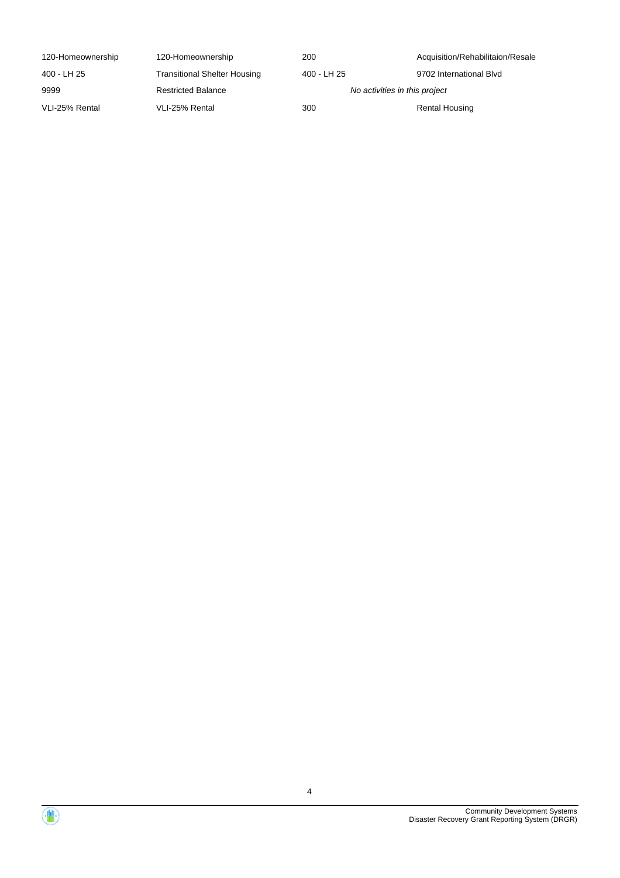| | | | |
|---|---|---|---|
| 120-Homeownership | 120-Homeownership | 200 | Acquisition/Rehabilitaion/Resale |
| 400 - LH 25 | Transitional Shelter Housing | 400 - LH 25 | 9702 International Blvd |
| 9999 | Restricted Balance | *No activities in this project* | |
| VLI-25% Rental | VLI-25% Rental | 300 | Rental Housing |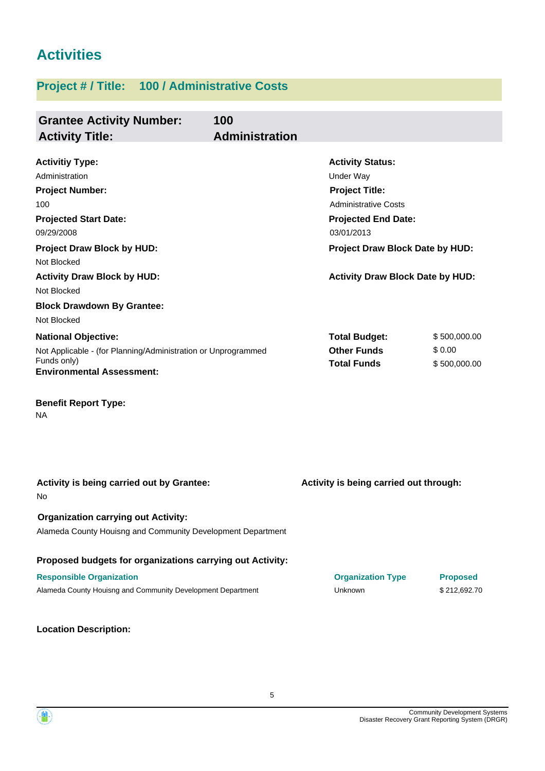# Activities

## Project # / Title: 100 / Administrative Costs

**Grantee Activity Number:** 100
**Activity Title:** Administration

**Activitiy Type:**
Administration

**Activity Status:**
Under Way

**Project Number:**
100

**Project Title:**
Administrative Costs

**Projected Start Date:**
09/29/2008

**Projected End Date:**
03/01/2013

**Project Draw Block by HUD:**
Not Blocked

**Project Draw Block Date by HUD:**

**Activity Draw Block by HUD:**
Not Blocked

**Activity Draw Block Date by HUD:**

**Block Drawdown By Grantee:**
Not Blocked

**National Objective:**
Not Applicable - (for Planning/Administration or Unprogrammed Funds only)

| | |
|---|---|
| **Total Budget:** | $ 500,000.00 |
| **Other Funds** | $ 0.00 |
| **Total Funds** | $ 500,000.00 |

**Environmental Assessment:**

**Benefit Report Type:**
NA

**Activity is being carried out by Grantee:**
No

**Activity is being carried out through:**

**Organization carrying out Activity:**
Alameda County Houisng and Community Development Department

**Proposed budgets for organizations carrying out Activity:**

| Responsible Organization | Organization Type | Proposed |
|---|---|---|
| Alameda County Houisng and Community Development Department | Unknown | $ 212,692.70 |

**Location Description:**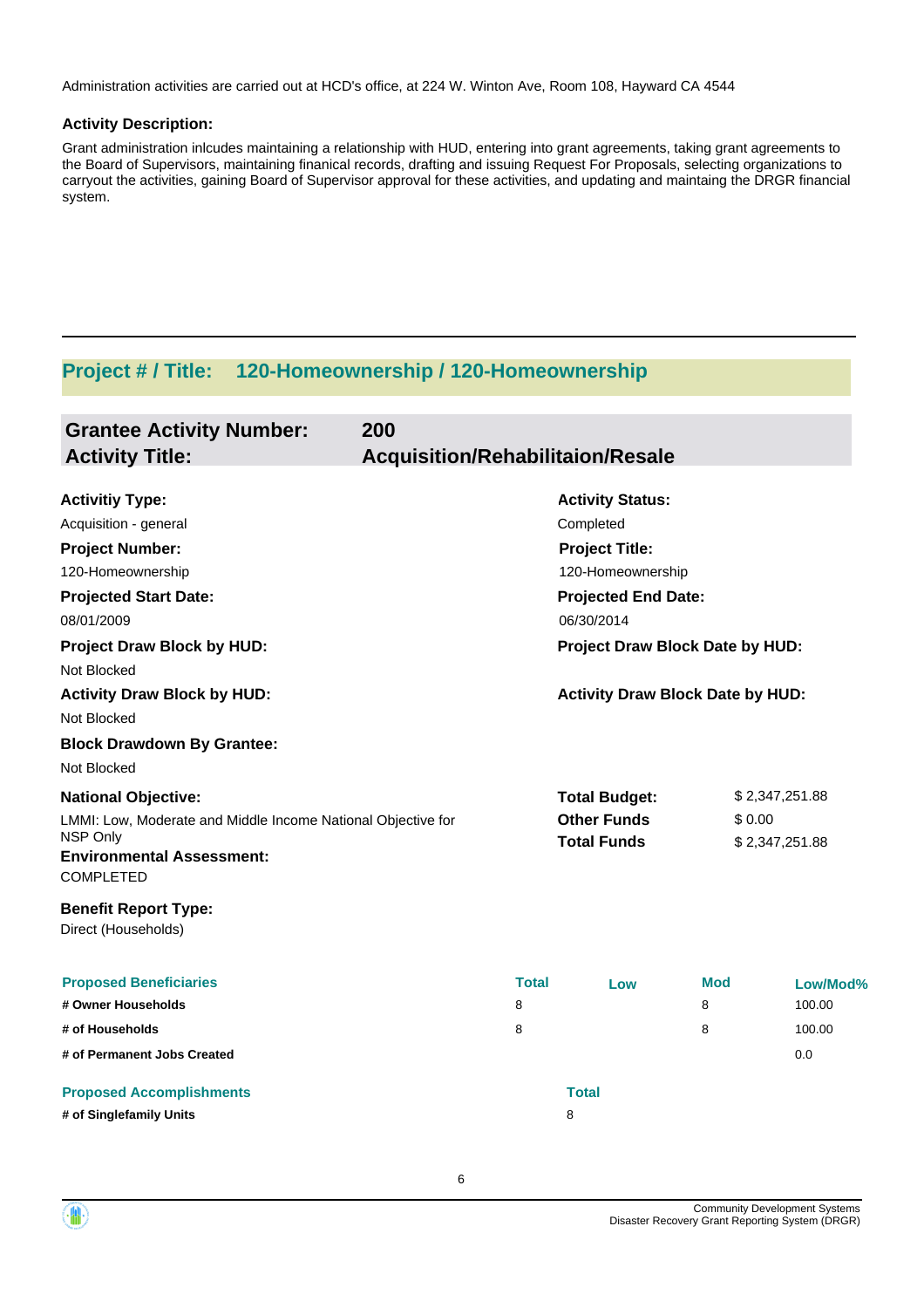Administration activities are carried out at HCD's office, at 224 W. Winton Ave, Room 108, Hayward CA 4544

**Activity Description:**

Grant administration inlcudes maintaining a relationship with HUD, entering into grant agreements, taking grant agreements to the Board of Supervisors, maintaining finanical records, drafting and issuing Request For Proposals, selecting organizations to carryout the activities, gaining Board of Supervisor approval for these activities, and updating and maintaing the DRGR financial system.

## Project # / Title: 120-Homeownership / 120-Homeownership

### Grantee Activity Number: 200
### Activity Title: Acquisition/Rehabilitaion/Resale

**Activitiy Type:**
Acquisition - general

**Activity Status:**
Completed

**Project Number:**
120-Homeownership

**Project Title:**
120-Homeownership

**Projected Start Date:**
08/01/2009

**Projected End Date:**
06/30/2014

**Project Draw Block by HUD:**
Not Blocked

**Project Draw Block Date by HUD:**

**Activity Draw Block by HUD:**
Not Blocked

**Activity Draw Block Date by HUD:**

**Block Drawdown By Grantee:**
Not Blocked

**National Objective:**
LMMI: Low, Moderate and Middle Income National Objective for NSP Only

**Total Budget:** $ 2,347,251.88
**Other Funds** $ 0.00
**Total Funds** $ 2,347,251.88

**Environmental Assessment:**
COMPLETED

**Benefit Report Type:**
Direct (Households)

| Proposed Beneficiaries | Total | Low | Mod | Low/Mod% |
|---|---|---|---|---|
| # Owner Households | 8 | | 8 | 100.00 |
| # of Households | 8 | | 8 | 100.00 |
| # of Permanent Jobs Created | | | | 0.0 |

| Proposed Accomplishments | Total |
|---|---|
| # of Singlefamily Units | 8 |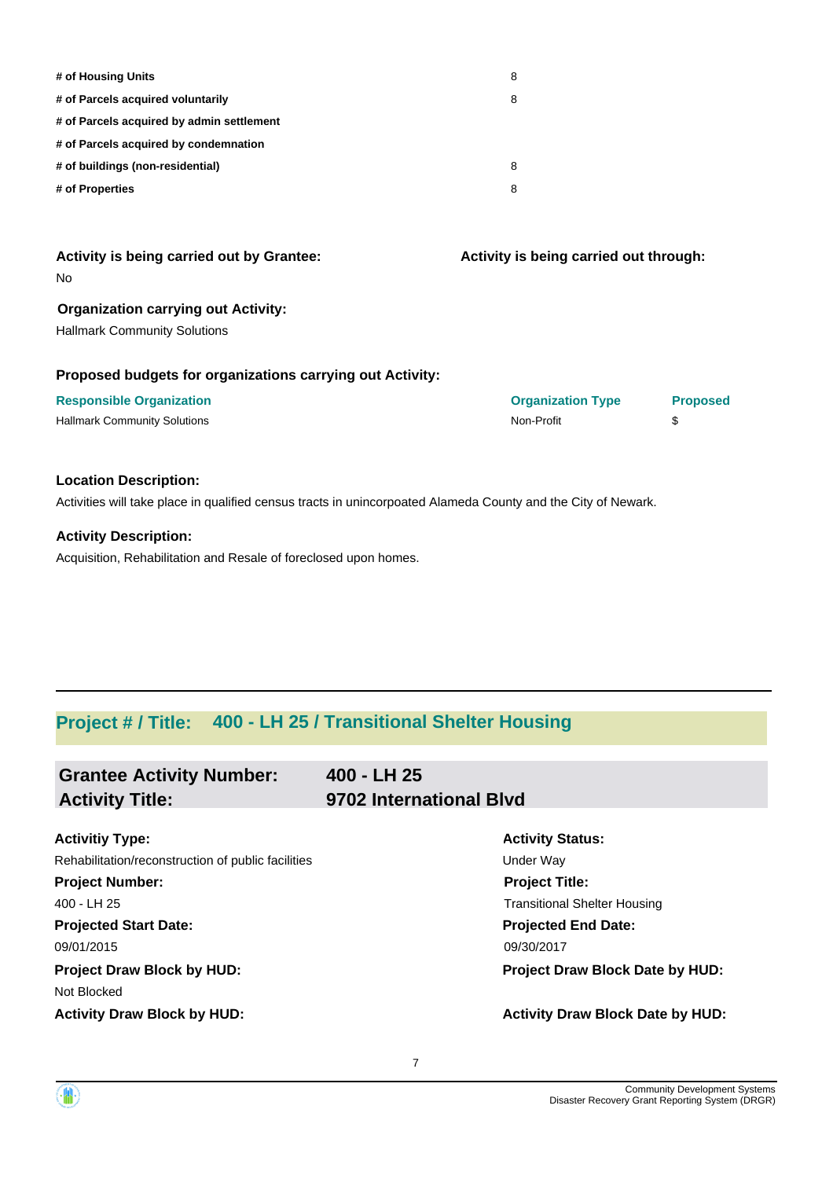| | |
|---|---|
| **# of Housing Units** | 8 |
| **# of Parcels acquired voluntarily** | 8 |
| **# of Parcels acquired by admin settlement** | |
| **# of Parcels acquired by condemnation** | |
| **# of buildings (non-residential)** | 8 |
| **# of Properties** | 8 |

**Activity is being carried out by Grantee:**

No

**Activity is being carried out through:**

**Organization carrying out Activity:**

Hallmark Community Solutions

**Proposed budgets for organizations carrying out Activity:**

| Responsible Organization | Organization Type | Proposed |
|---|---|---|
| Hallmark Community Solutions | Non-Profit | $ |

**Location Description:**

Activities will take place in qualified census tracts in unincorpoated Alameda County and the City of Newark.

**Activity Description:**

Acquisition, Rehabilitation and Resale of foreclosed upon homes.

---

## Project # / Title: 400 - LH 25 / Transitional Shelter Housing

**Grantee Activity Number:** 400 - LH 25
**Activity Title:** 9702 International Blvd

**Activitiy Type:**
Rehabilitation/reconstruction of public facilities

**Activity Status:**
Under Way

**Project Number:**
400 - LH 25

**Project Title:**
Transitional Shelter Housing

**Projected Start Date:**
09/01/2015

**Projected End Date:**
09/30/2017

**Project Draw Block by HUD:**
Not Blocked

**Project Draw Block Date by HUD:**

**Activity Draw Block by HUD:**

**Activity Draw Block Date by HUD:**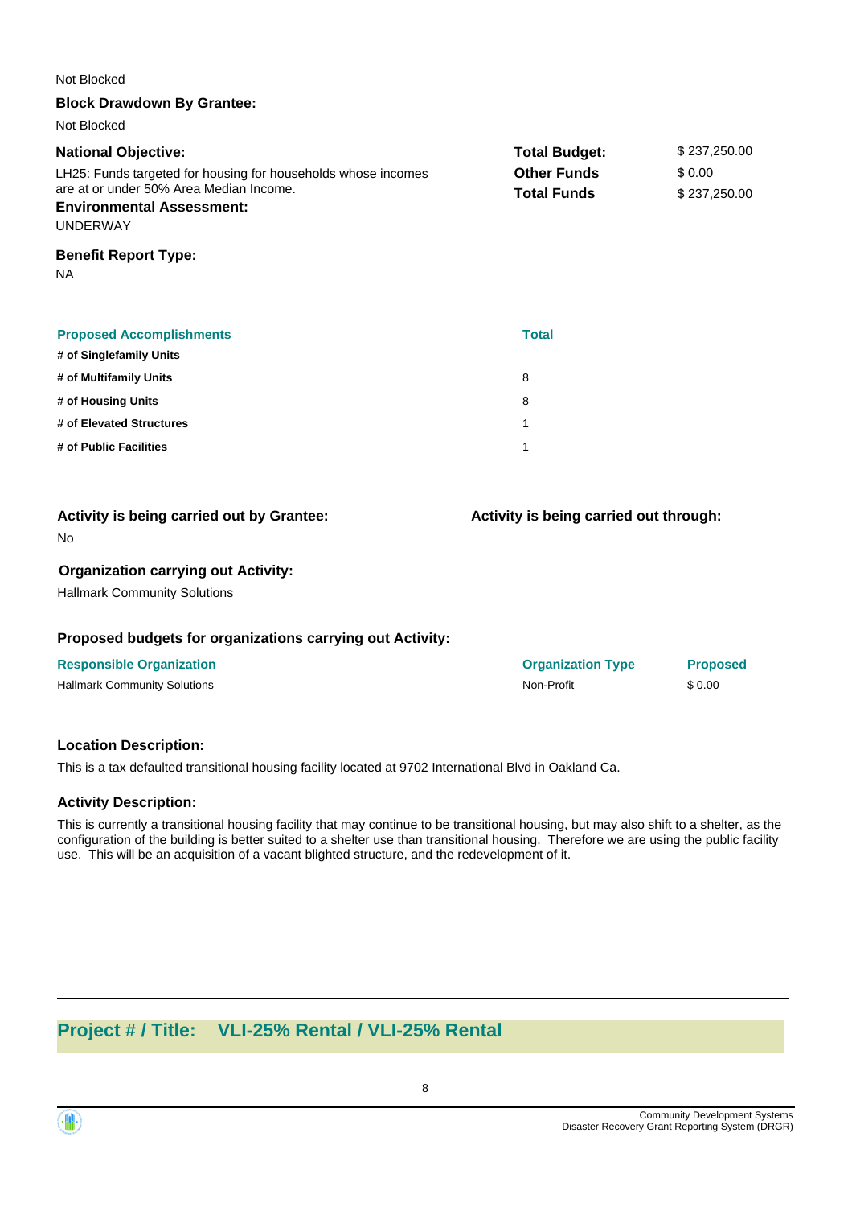Not Blocked

**Block Drawdown By Grantee:**

Not Blocked

**National Objective:**

LH25: Funds targeted for housing for households whose incomes are at or under 50% Area Median Income.

| | |
|---|---|
| **Total Budget:** | $ 237,250.00 |
| **Other Funds** | $ 0.00 |
| **Total Funds** | $ 237,250.00 |

**Environmental Assessment:**

UNDERWAY

**Benefit Report Type:**

NA

| Proposed Accomplishments | Total |
|---|---|
| # of Singlefamily Units | |
| # of Multifamily Units | 8 |
| # of Housing Units | 8 |
| # of Elevated Structures | 1 |
| # of Public Facilities | 1 |

**Activity is being carried out by Grantee:**

No

**Activity is being carried out through:**

**Organization carrying out Activity:**

Hallmark Community Solutions

**Proposed budgets for organizations carrying out Activity:**

| Responsible Organization | Organization Type | Proposed |
|---|---|---|
| Hallmark Community Solutions | Non-Profit | $ 0.00 |

**Location Description:**

This is a tax defaulted transitional housing facility located at 9702 International Blvd in Oakland Ca.

**Activity Description:**

This is currently a transitional housing facility that may continue to be transitional housing, but may also shift to a shelter, as the configuration of the building is better suited to a shelter use than transitional housing. Therefore we are using the public facility use. This will be an acquisition of a vacant blighted structure, and the redevelopment of it.

## Project # / Title: VLI-25% Rental / VLI-25% Rental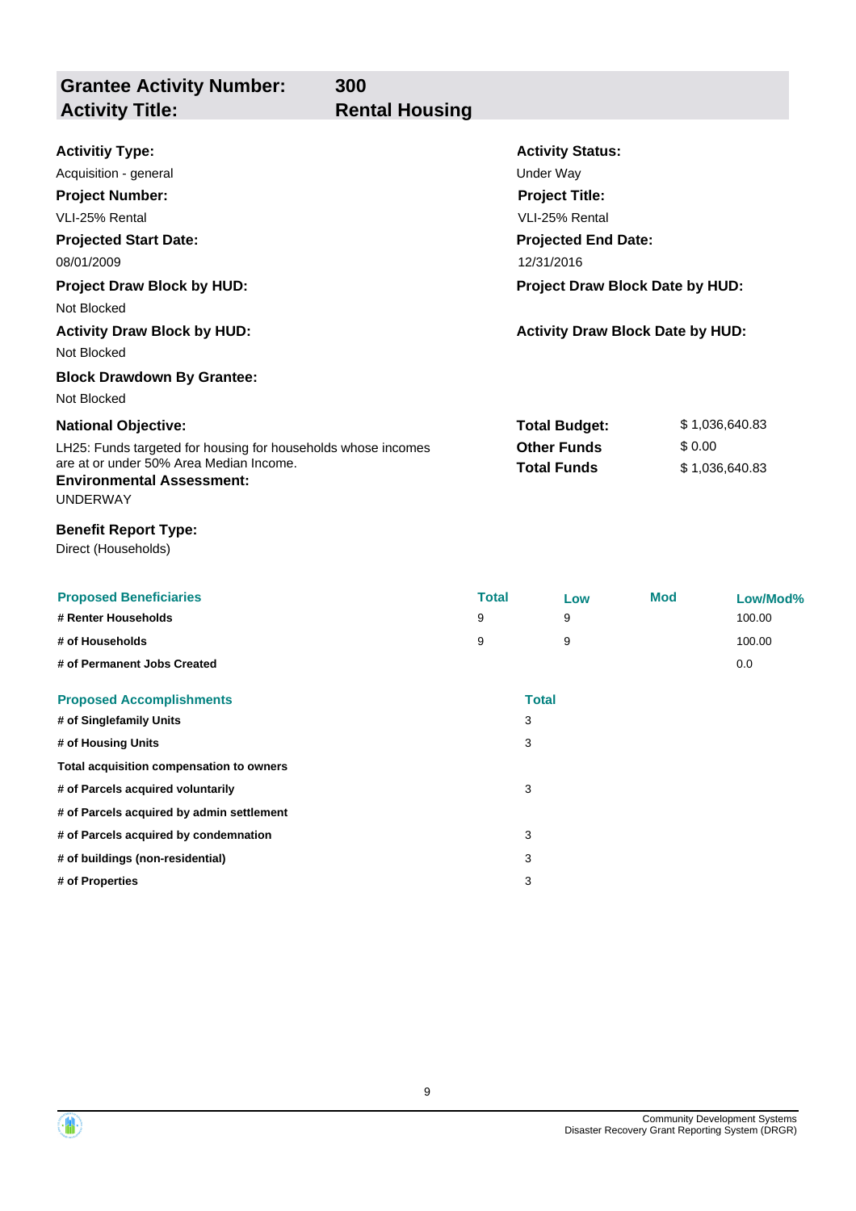## Grantee Activity Number: 300
## Activity Title: Rental Housing

**Activitiy Type:**
Acquisition - general

**Activity Status:**
Under Way

**Project Number:**
VLI-25% Rental

**Project Title:**
VLI-25% Rental

**Projected Start Date:**
08/01/2009

**Projected End Date:**
12/31/2016

**Project Draw Block by HUD:**
Not Blocked

**Project Draw Block Date by HUD:**

**Activity Draw Block by HUD:**
Not Blocked

**Activity Draw Block Date by HUD:**

**Block Drawdown By Grantee:**
Not Blocked

**National Objective:**
LH25: Funds targeted for housing for households whose incomes are at or under 50% Area Median Income.

| | |
|---|---|
| **Total Budget:** | $ 1,036,640.83 |
| **Other Funds** | $ 0.00 |
| **Total Funds** | $ 1,036,640.83 |

**Environmental Assessment:**
UNDERWAY

**Benefit Report Type:**
Direct (Households)

| Proposed Beneficiaries | Total | Low | Mod | Low/Mod% |
|---|---|---|---|---|
| # Renter Households | 9 | 9 | | 100.00 |
| # of Households | 9 | 9 | | 100.00 |
| # of Permanent Jobs Created | | | | 0.0 |

| Proposed Accomplishments | Total |
|---|---|
| # of Singlefamily Units | 3 |
| # of Housing Units | 3 |
| Total acquisition compensation to owners | |
| # of Parcels acquired voluntarily | 3 |
| # of Parcels acquired by admin settlement | |
| # of Parcels acquired by condemnation | 3 |
| # of buildings (non-residential) | 3 |
| # of Properties | 3 |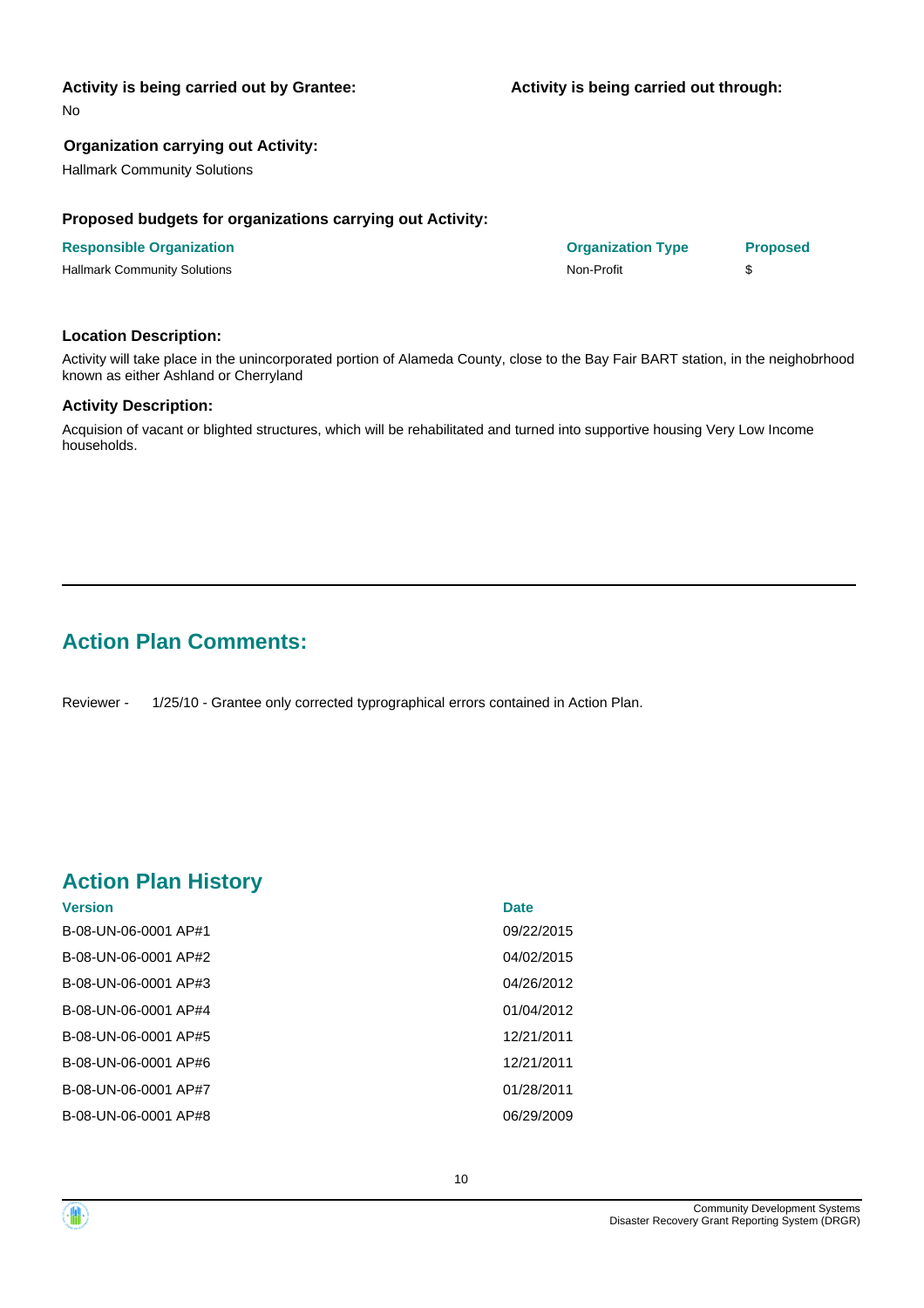**Activity is being carried out by Grantee:**

No

**Activity is being carried out through:**

**Organization carrying out Activity:**

Hallmark Community Solutions

**Proposed budgets for organizations carrying out Activity:**

| Responsible Organization | Organization Type | Proposed |
|---|---|---|
| Hallmark Community Solutions | Non-Profit | $ |

**Location Description:**

Activity will take place in the unincorporated portion of Alameda County, close to the Bay Fair BART station, in the neighobrhood known as either Ashland or Cherryland

**Activity Description:**

Acquision of vacant or blighted structures, which will be rehabilitated and turned into supportive housing Very Low Income households.

## Action Plan Comments:

Reviewer - 1/25/10 - Grantee only corrected typrographical errors contained in Action Plan.

## Action Plan History

| Version | Date |
|---|---|
| B-08-UN-06-0001 AP#1 | 09/22/2015 |
| B-08-UN-06-0001 AP#2 | 04/02/2015 |
| B-08-UN-06-0001 AP#3 | 04/26/2012 |
| B-08-UN-06-0001 AP#4 | 01/04/2012 |
| B-08-UN-06-0001 AP#5 | 12/21/2011 |
| B-08-UN-06-0001 AP#6 | 12/21/2011 |
| B-08-UN-06-0001 AP#7 | 01/28/2011 |
| B-08-UN-06-0001 AP#8 | 06/29/2009 |